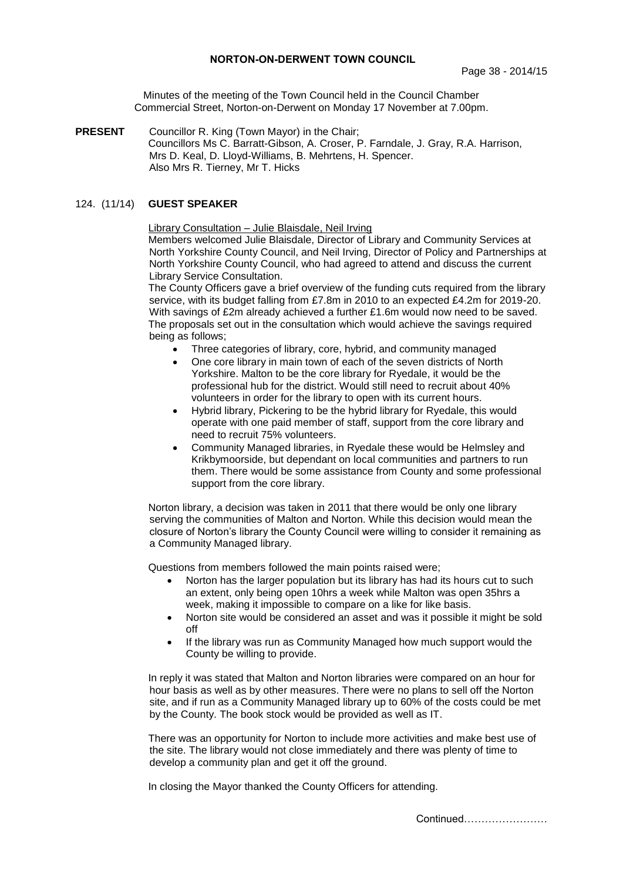# NORTON-ON-DERWENT TOWN COUNCIL

Minutes of the meeting of the Town Council held in the Council Chamber Commercial Street, Norton-on-Derwent on Monday 17 November at 7.00pm.

**PRESENT** Councillor R. King (Town Mayor) in the Chair;
Councillors Ms C. Barratt-Gibson, A. Croser, P. Farndale, J. Gray, R.A. Harrison, Mrs D. Keal, D. Lloyd-Williams, B. Mehrtens, H. Spencer.
Also Mrs R. Tierney, Mr T. Hicks

## 124. (11/14) GUEST SPEAKER

Library Consultation – Julie Blaisdale, Neil Irving

Members welcomed Julie Blaisdale, Director of Library and Community Services at North Yorkshire County Council, and Neil Irving, Director of Policy and Partnerships at North Yorkshire County Council, who had agreed to attend and discuss the current Library Service Consultation.

The County Officers gave a brief overview of the funding cuts required from the library service, with its budget falling from £7.8m in 2010 to an expected £4.2m for 2019-20. With savings of £2m already achieved a further £1.6m would now need to be saved. The proposals set out in the consultation which would achieve the savings required being as follows;

- Three categories of library, core, hybrid, and community managed
- One core library in main town of each of the seven districts of North Yorkshire. Malton to be the core library for Ryedale, it would be the professional hub for the district. Would still need to recruit about 40% volunteers in order for the library to open with its current hours.
- Hybrid library, Pickering to be the hybrid library for Ryedale, this would operate with one paid member of staff, support from the core library and need to recruit 75% volunteers.
- Community Managed libraries, in Ryedale these would be Helmsley and Krikbymoorside, but dependant on local communities and partners to run them. There would be some assistance from County and some professional support from the core library.

Norton library, a decision was taken in 2011 that there would be only one library serving the communities of Malton and Norton. While this decision would mean the closure of Norton's library the County Council were willing to consider it remaining as a Community Managed library.

Questions from members followed the main points raised were;

- Norton has the larger population but its library has had its hours cut to such an extent, only being open 10hrs a week while Malton was open 35hrs a week, making it impossible to compare on a like for like basis.
- Norton site would be considered an asset and was it possible it might be sold off
- If the library was run as Community Managed how much support would the County be willing to provide.

In reply it was stated that Malton and Norton libraries were compared on an hour for hour basis as well as by other measures. There were no plans to sell off the Norton site, and if run as a Community Managed library up to 60% of the costs could be met by the County. The book stock would be provided as well as IT.

There was an opportunity for Norton to include more activities and make best use of the site. The library would not close immediately and there was plenty of time to develop a community plan and get it off the ground.

In closing the Mayor thanked the County Officers for attending.

Continued……………………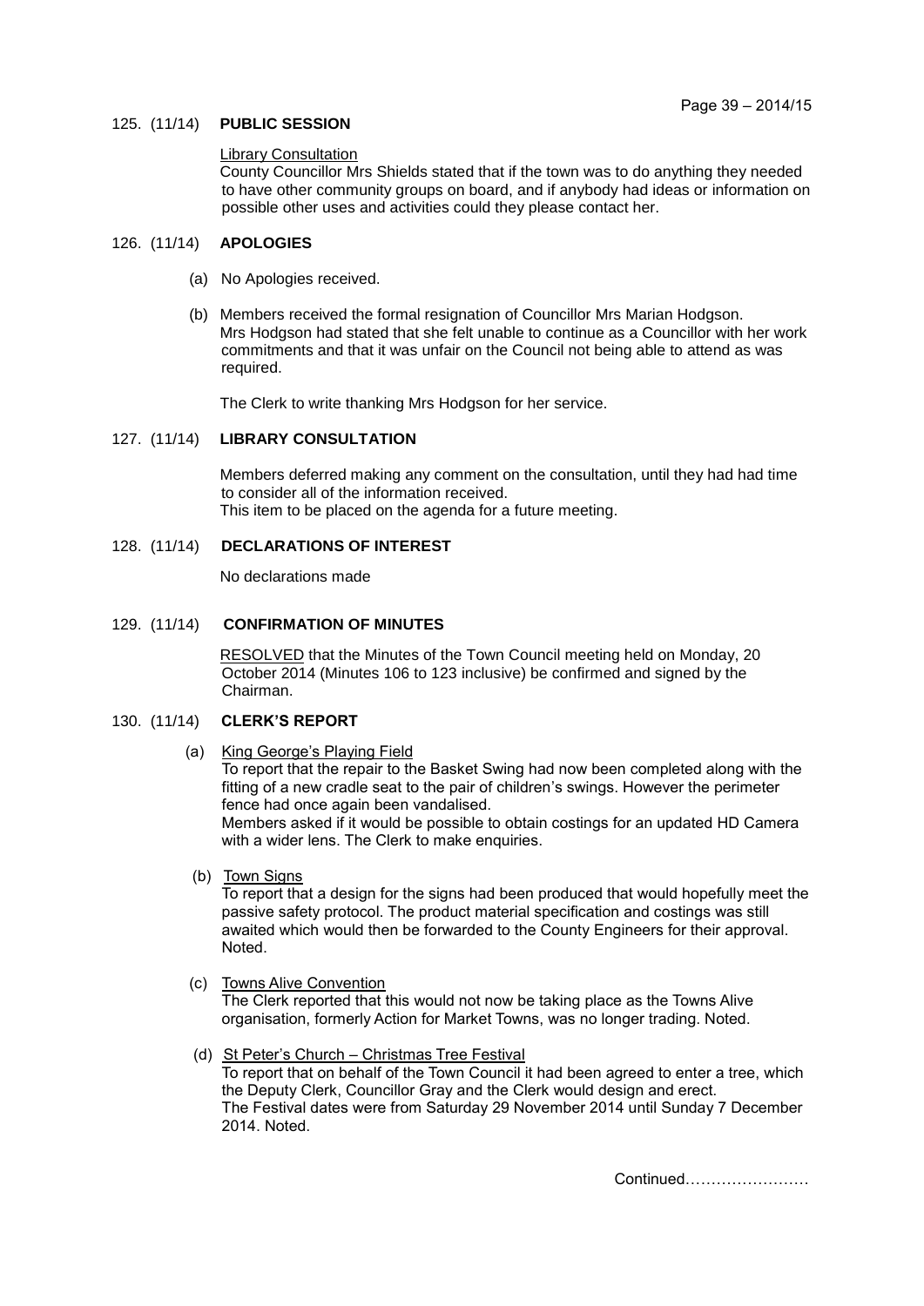125. (11/14) **PUBLIC SESSION**

Library Consultation

County Councillor Mrs Shields stated that if the town was to do anything they needed to have other community groups on board, and if anybody had ideas or information on possible other uses and activities could they please contact her.

126. (11/14) **APOLOGIES**

(a) No Apologies received.

(b) Members received the formal resignation of Councillor Mrs Marian Hodgson. Mrs Hodgson had stated that she felt unable to continue as a Councillor with her work commitments and that it was unfair on the Council not being able to attend as was required.

The Clerk to write thanking Mrs Hodgson for her service.

127. (11/14) **LIBRARY CONSULTATION**

Members deferred making any comment on the consultation, until they had had time to consider all of the information received.
This item to be placed on the agenda for a future meeting.

128. (11/14) **DECLARATIONS OF INTEREST**

No declarations made

129. (11/14) **CONFIRMATION OF MINUTES**

RESOLVED that the Minutes of the Town Council meeting held on Monday, 20 October 2014 (Minutes 106 to 123 inclusive) be confirmed and signed by the Chairman.

130. (11/14) **CLERK'S REPORT**

(a) King George's Playing Field
To report that the repair to the Basket Swing had now been completed along with the fitting of a new cradle seat to the pair of children's swings. However the perimeter fence had once again been vandalised.
Members asked if it would be possible to obtain costings for an updated HD Camera with a wider lens. The Clerk to make enquiries.

(b) Town Signs
To report that a design for the signs had been produced that would hopefully meet the passive safety protocol. The product material specification and costings was still awaited which would then be forwarded to the County Engineers for their approval. Noted.

(c) Towns Alive Convention
The Clerk reported that this would not now be taking place as the Towns Alive organisation, formerly Action for Market Towns, was no longer trading. Noted.

(d) St Peter's Church – Christmas Tree Festival
To report that on behalf of the Town Council it had been agreed to enter a tree, which the Deputy Clerk, Councillor Gray and the Clerk would design and erect.
The Festival dates were from Saturday 29 November 2014 until Sunday 7 December 2014. Noted.

Continued……………………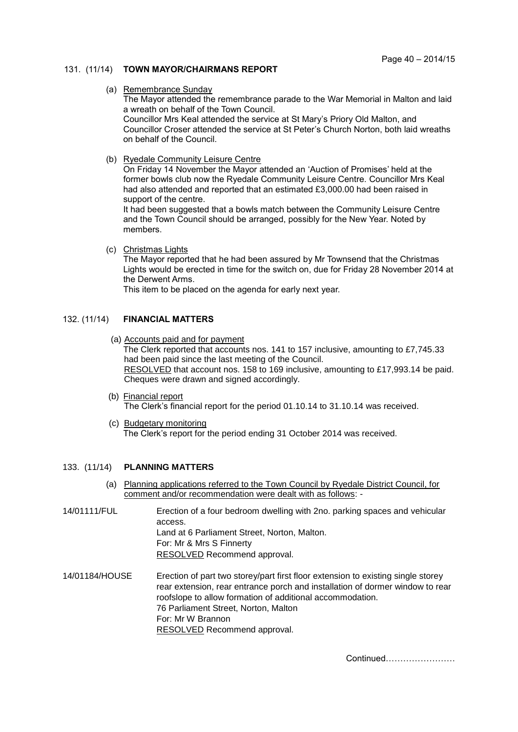## 131. (11/14) TOWN MAYOR/CHAIRMANS REPORT

(a) Remembrance Sunday

The Mayor attended the remembrance parade to the War Memorial in Malton and laid a wreath on behalf of the Town Council.
Councillor Mrs Keal attended the service at St Mary's Priory Old Malton, and Councillor Croser attended the service at St Peter's Church Norton, both laid wreaths on behalf of the Council.

(b) Ryedale Community Leisure Centre

On Friday 14 November the Mayor attended an 'Auction of Promises' held at the former bowls club now the Ryedale Community Leisure Centre. Councillor Mrs Keal had also attended and reported that an estimated £3,000.00 had been raised in support of the centre.
It had been suggested that a bowls match between the Community Leisure Centre and the Town Council should be arranged, possibly for the New Year. Noted by members.

(c) Christmas Lights

The Mayor reported that he had been assured by Mr Townsend that the Christmas Lights would be erected in time for the switch on, due for Friday 28 November 2014 at the Derwent Arms.
This item to be placed on the agenda for early next year.

## 132. (11/14) FINANCIAL MATTERS

(a) Accounts paid and for payment

The Clerk reported that accounts nos. 141 to 157 inclusive, amounting to £7,745.33 had been paid since the last meeting of the Council.
RESOLVED that account nos. 158 to 169 inclusive, amounting to £17,993.14 be paid. Cheques were drawn and signed accordingly.

(b) Financial report

The Clerk's financial report for the period 01.10.14 to 31.10.14 was received.

(c) Budgetary monitoring

The Clerk's report for the period ending 31 October 2014 was received.

## 133. (11/14) PLANNING MATTERS

(a) Planning applications referred to the Town Council by Ryedale District Council, for comment and/or recommendation were dealt with as follows: -

14/01111/FUL

Erection of a four bedroom dwelling with 2no. parking spaces and vehicular access.
Land at 6 Parliament Street, Norton, Malton.
For: Mr & Mrs S Finnerty
RESOLVED Recommend approval.

14/01184/HOUSE

Erection of part two storey/part first floor extension to existing single storey rear extension, rear entrance porch and installation of dormer window to rear roofslope to allow formation of additional accommodation.
76 Parliament Street, Norton, Malton
For: Mr W Brannon
RESOLVED Recommend approval.

Continued……………………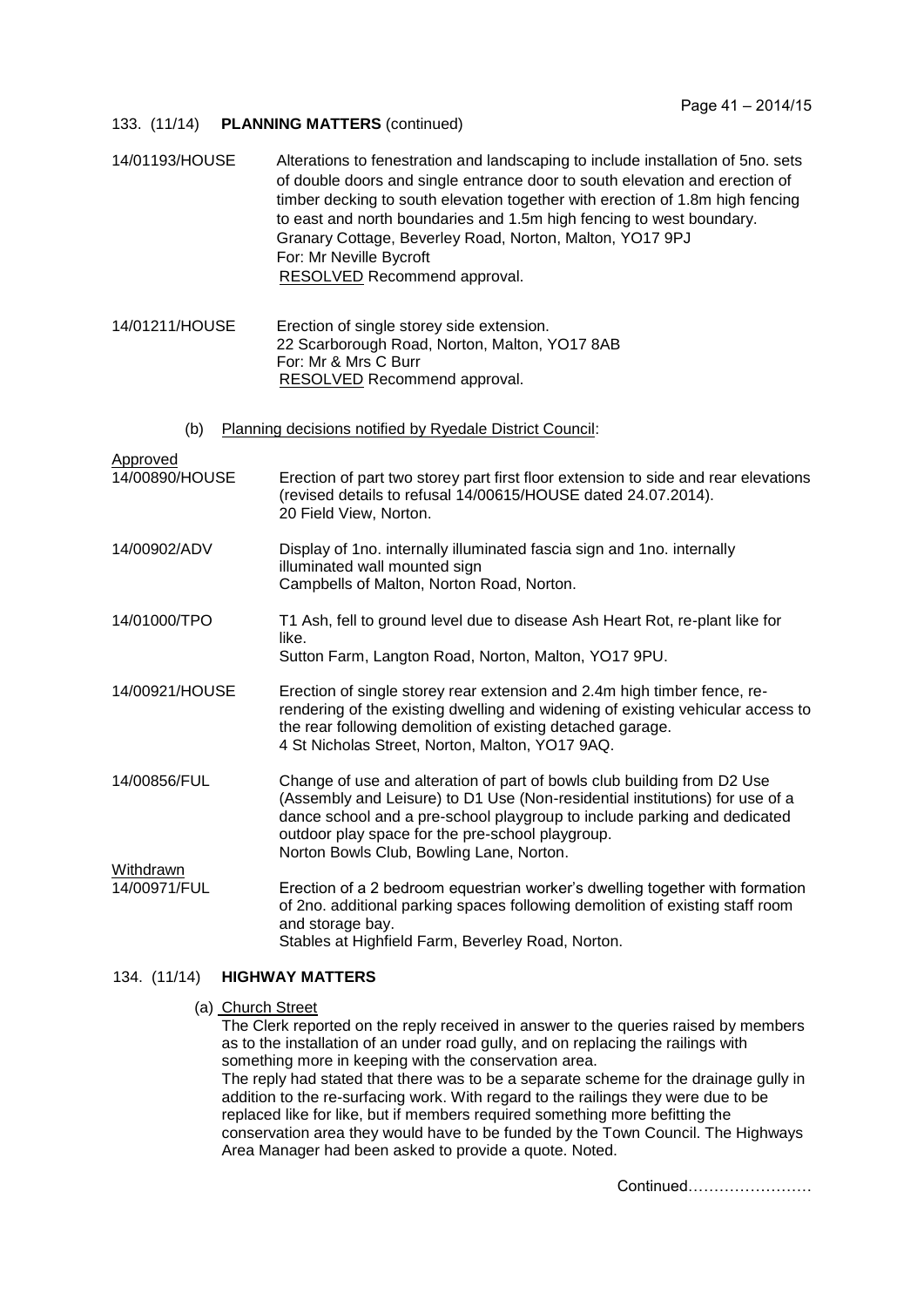133. (11/14) **PLANNING MATTERS** (continued)

14/01193/HOUSE Alterations to fenestration and landscaping to include installation of 5no. sets of double doors and single entrance door to south elevation and erection of timber decking to south elevation together with erection of 1.8m high fencing to east and north boundaries and 1.5m high fencing to west boundary.
Granary Cottage, Beverley Road, Norton, Malton, YO17 9PJ
For: Mr Neville Bycroft
RESOLVED Recommend approval.

14/01211/HOUSE Erection of single storey side extension.
22 Scarborough Road, Norton, Malton, YO17 8AB
For: Mr & Mrs C Burr
RESOLVED Recommend approval.

(b) Planning decisions notified by Ryedale District Council:

Approved

14/00890/HOUSE Erection of part two storey part first floor extension to side and rear elevations (revised details to refusal 14/00615/HOUSE dated 24.07.2014).
20 Field View, Norton.

14/00902/ADV Display of 1no. internally illuminated fascia sign and 1no. internally illuminated wall mounted sign
Campbells of Malton, Norton Road, Norton.

14/01000/TPO T1 Ash, fell to ground level due to disease Ash Heart Rot, re-plant like for like.
Sutton Farm, Langton Road, Norton, Malton, YO17 9PU.

14/00921/HOUSE Erection of single storey rear extension and 2.4m high timber fence, re-rendering of the existing dwelling and widening of existing vehicular access to the rear following demolition of existing detached garage.
4 St Nicholas Street, Norton, Malton, YO17 9AQ.

14/00856/FUL Change of use and alteration of part of bowls club building from D2 Use (Assembly and Leisure) to D1 Use (Non-residential institutions) for use of a dance school and a pre-school playgroup to include parking and dedicated outdoor play space for the pre-school playgroup.
Norton Bowls Club, Bowling Lane, Norton.

Withdrawn

14/00971/FUL Erection of a 2 bedroom equestrian worker's dwelling together with formation of 2no. additional parking spaces following demolition of existing staff room and storage bay.
Stables at Highfield Farm, Beverley Road, Norton.

134. (11/14) **HIGHWAY MATTERS**

(a) Church Street

The Clerk reported on the reply received in answer to the queries raised by members as to the installation of an under road gully, and on replacing the railings with something more in keeping with the conservation area.
The reply had stated that there was to be a separate scheme for the drainage gully in addition to the re-surfacing work. With regard to the railings they were due to be replaced like for like, but if members required something more befitting the conservation area they would have to be funded by the Town Council. The Highways Area Manager had been asked to provide a quote. Noted.

Continued……………………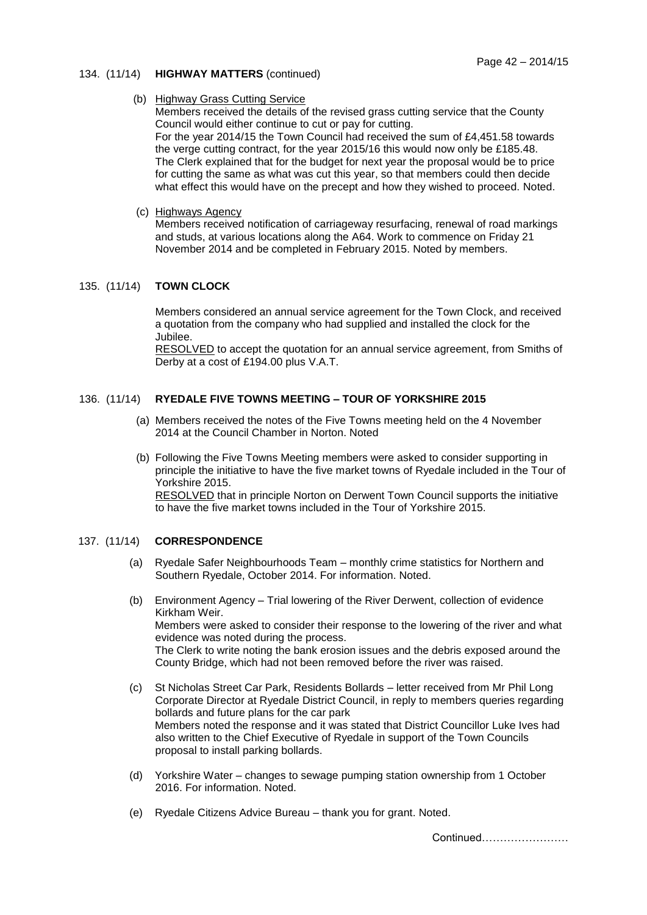134. (11/14) **HIGHWAY MATTERS** (continued)

(b) Highway Grass Cutting Service
Members received the details of the revised grass cutting service that the County Council would either continue to cut or pay for cutting.
For the year 2014/15 the Town Council had received the sum of £4,451.58 towards the verge cutting contract, for the year 2015/16 this would now only be £185.48.
The Clerk explained that for the budget for next year the proposal would be to price for cutting the same as what was cut this year, so that members could then decide what effect this would have on the precept and how they wished to proceed. Noted.

(c) Highways Agency
Members received notification of carriageway resurfacing, renewal of road markings and studs, at various locations along the A64. Work to commence on Friday 21 November 2014 and be completed in February 2015. Noted by members.

135. (11/14) **TOWN CLOCK**

Members considered an annual service agreement for the Town Clock, and received a quotation from the company who had supplied and installed the clock for the Jubilee.
RESOLVED to accept the quotation for an annual service agreement, from Smiths of Derby at a cost of £194.00 plus V.A.T.

136. (11/14) **RYEDALE FIVE TOWNS MEETING – TOUR OF YORKSHIRE 2015**

(a) Members received the notes of the Five Towns meeting held on the 4 November 2014 at the Council Chamber in Norton. Noted

(b) Following the Five Towns Meeting members were asked to consider supporting in principle the initiative to have the five market towns of Ryedale included in the Tour of Yorkshire 2015.
RESOLVED that in principle Norton on Derwent Town Council supports the initiative to have the five market towns included in the Tour of Yorkshire 2015.

137. (11/14) **CORRESPONDENCE**

(a) Ryedale Safer Neighbourhoods Team – monthly crime statistics for Northern and Southern Ryedale, October 2014. For information. Noted.

(b) Environment Agency – Trial lowering of the River Derwent, collection of evidence Kirkham Weir.
Members were asked to consider their response to the lowering of the river and what evidence was noted during the process.
The Clerk to write noting the bank erosion issues and the debris exposed around the County Bridge, which had not been removed before the river was raised.

(c) St Nicholas Street Car Park, Residents Bollards – letter received from Mr Phil Long Corporate Director at Ryedale District Council, in reply to members queries regarding bollards and future plans for the car park
Members noted the response and it was stated that District Councillor Luke Ives had also written to the Chief Executive of Ryedale in support of the Town Councils proposal to install parking bollards.

(d) Yorkshire Water – changes to sewage pumping station ownership from 1 October 2016. For information. Noted.

(e) Ryedale Citizens Advice Bureau – thank you for grant. Noted.

Continued……………………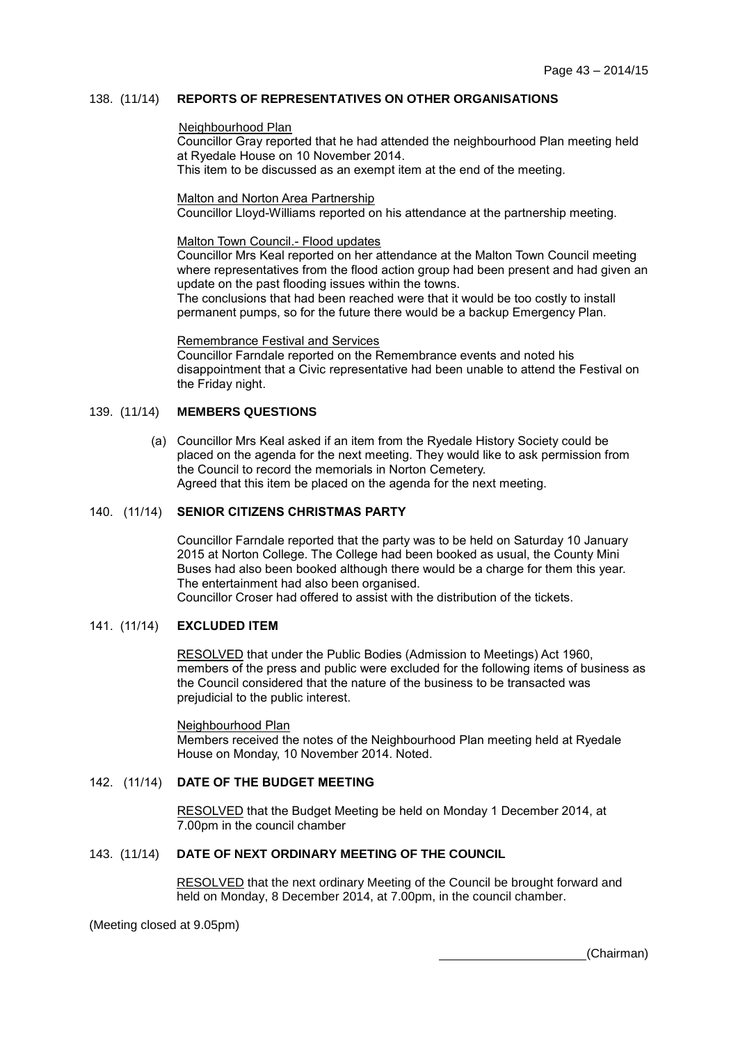## 138. (11/14) REPORTS OF REPRESENTATIVES ON OTHER ORGANISATIONS

Neighbourhood Plan

Councillor Gray reported that he had attended the neighbourhood Plan meeting held at Ryedale House on 10 November 2014.

This item to be discussed as an exempt item at the end of the meeting.

Malton and Norton Area Partnership

Councillor Lloyd-Williams reported on his attendance at the partnership meeting.

Malton Town Council.- Flood updates

Councillor Mrs Keal reported on her attendance at the Malton Town Council meeting where representatives from the flood action group had been present and had given an update on the past flooding issues within the towns.

The conclusions that had been reached were that it would be too costly to install permanent pumps, so for the future there would be a backup Emergency Plan.

Remembrance Festival and Services

Councillor Farndale reported on the Remembrance events and noted his disappointment that a Civic representative had been unable to attend the Festival on the Friday night.

## 139. (11/14) MEMBERS QUESTIONS

(a) Councillor Mrs Keal asked if an item from the Ryedale History Society could be placed on the agenda for the next meeting. They would like to ask permission from the Council to record the memorials in Norton Cemetery.
Agreed that this item be placed on the agenda for the next meeting.

## 140. (11/14) SENIOR CITIZENS CHRISTMAS PARTY

Councillor Farndale reported that the party was to be held on Saturday 10 January 2015 at Norton College. The College had been booked as usual, the County Mini Buses had also been booked although there would be a charge for them this year. The entertainment had also been organised.

Councillor Croser had offered to assist with the distribution of the tickets.

## 141. (11/14) EXCLUDED ITEM

RESOLVED that under the Public Bodies (Admission to Meetings) Act 1960, members of the press and public were excluded for the following items of business as the Council considered that the nature of the business to be transacted was prejudicial to the public interest.

Neighbourhood Plan

Members received the notes of the Neighbourhood Plan meeting held at Ryedale House on Monday, 10 November 2014. Noted.

## 142. (11/14) DATE OF THE BUDGET MEETING

RESOLVED that the Budget Meeting be held on Monday 1 December 2014, at 7.00pm in the council chamber

## 143. (11/14) DATE OF NEXT ORDINARY MEETING OF THE COUNCIL

RESOLVED that the next ordinary Meeting of the Council be brought forward and held on Monday, 8 December 2014, at 7.00pm, in the council chamber.

(Meeting closed at 9.05pm)

_____________________(Chairman)